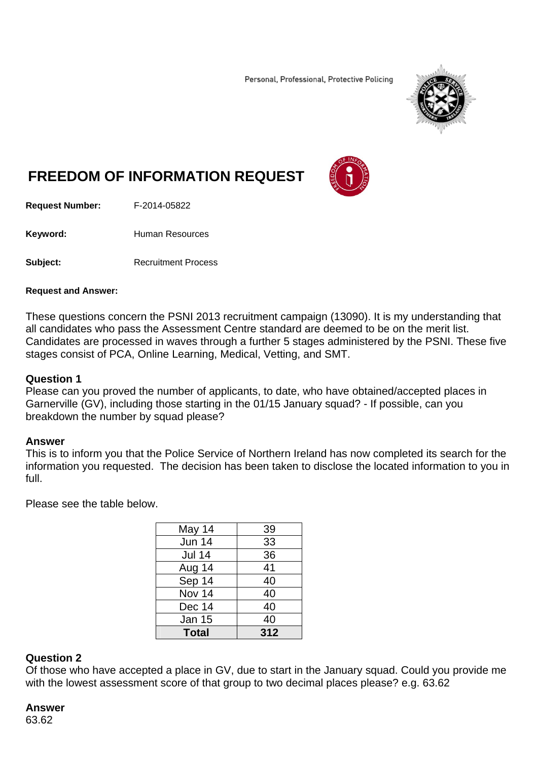Personal, Professional, Protective Policing

# FREEDOM OF INFORMATION REQUEST

**Request Number:** F-2014-05822

**Keyword:** Human Resources

**Subject:** Recruitment Process

**Request and Answer:**

These questions concern the PSNI 2013 recruitment campaign (13090). It is my understanding that all candidates who pass the Assessment Centre standard are deemed to be on the merit list. Candidates are processed in waves through a further 5 stages administered by the PSNI. These five stages consist of PCA, Online Learning, Medical, Vetting, and SMT.

**Question 1**
Please can you proved the number of applicants, to date, who have obtained/accepted places in Garnerville (GV), including those starting in the 01/15 January squad? - If possible, can you breakdown the number by squad please?

**Answer**
This is to inform you that the Police Service of Northern Ireland has now completed its search for the information you requested. The decision has been taken to disclose the located information to you in full.

Please see the table below.

| | |
|---|---|
| May 14 | 39 |
| Jun 14 | 33 |
| Jul 14 | 36 |
| Aug 14 | 41 |
| Sep 14 | 40 |
| Nov 14 | 40 |
| Dec 14 | 40 |
| Jan 15 | 40 |
| **Total** | **312** |

**Question 2**
Of those who have accepted a place in GV, due to start in the January squad. Could you provide me with the lowest assessment score of that group to two decimal places please? e.g. 63.62

**Answer**
63.62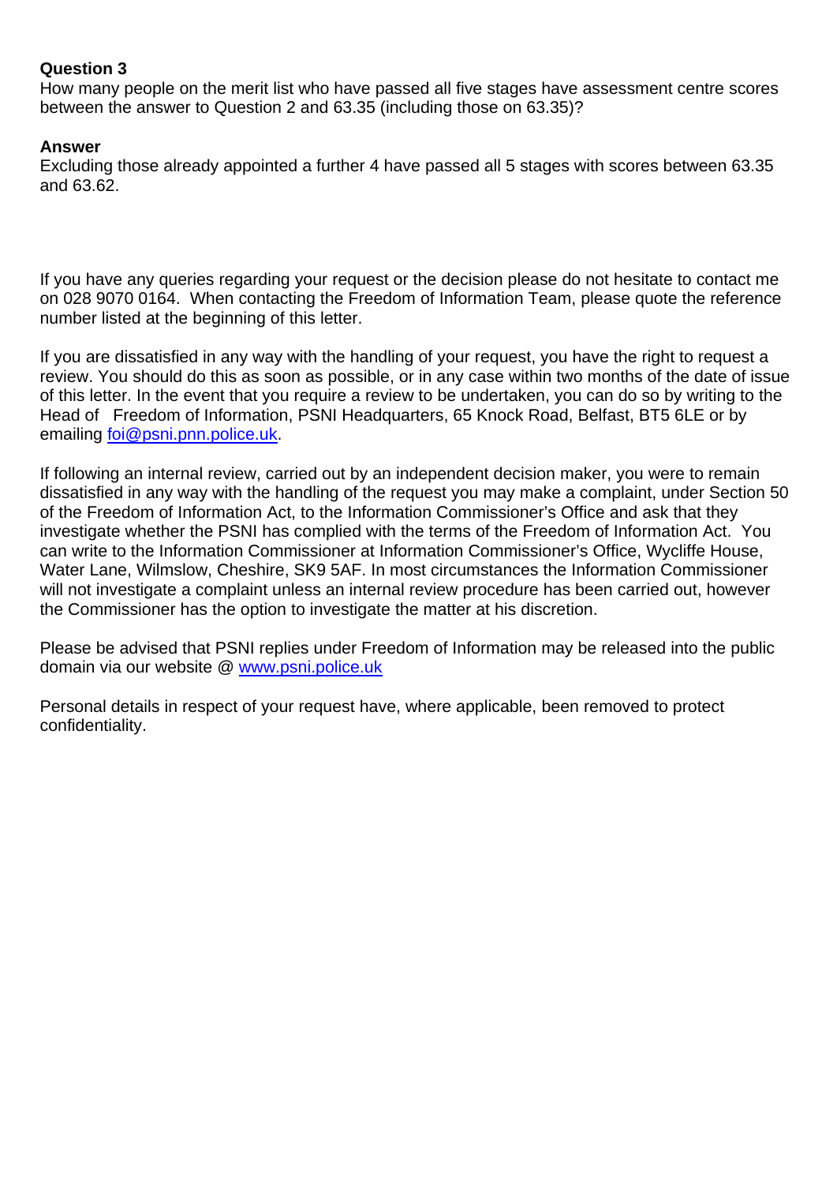**Question 3**

How many people on the merit list who have passed all five stages have assessment centre scores between the answer to Question 2 and 63.35 (including those on 63.35)?

**Answer**

Excluding those already appointed a further 4 have passed all 5 stages with scores between 63.35 and 63.62.

If you have any queries regarding your request or the decision please do not hesitate to contact me on 028 9070 0164. When contacting the Freedom of Information Team, please quote the reference number listed at the beginning of this letter.

If you are dissatisfied in any way with the handling of your request, you have the right to request a review. You should do this as soon as possible, or in any case within two months of the date of issue of this letter. In the event that you require a review to be undertaken, you can do so by writing to the Head of Freedom of Information, PSNI Headquarters, 65 Knock Road, Belfast, BT5 6LE or by emailing foi@psni.pnn.police.uk.

If following an internal review, carried out by an independent decision maker, you were to remain dissatisfied in any way with the handling of the request you may make a complaint, under Section 50 of the Freedom of Information Act, to the Information Commissioner's Office and ask that they investigate whether the PSNI has complied with the terms of the Freedom of Information Act. You can write to the Information Commissioner at Information Commissioner's Office, Wycliffe House, Water Lane, Wilmslow, Cheshire, SK9 5AF. In most circumstances the Information Commissioner will not investigate a complaint unless an internal review procedure has been carried out, however the Commissioner has the option to investigate the matter at his discretion.

Please be advised that PSNI replies under Freedom of Information may be released into the public domain via our website @ www.psni.police.uk

Personal details in respect of your request have, where applicable, been removed to protect confidentiality.